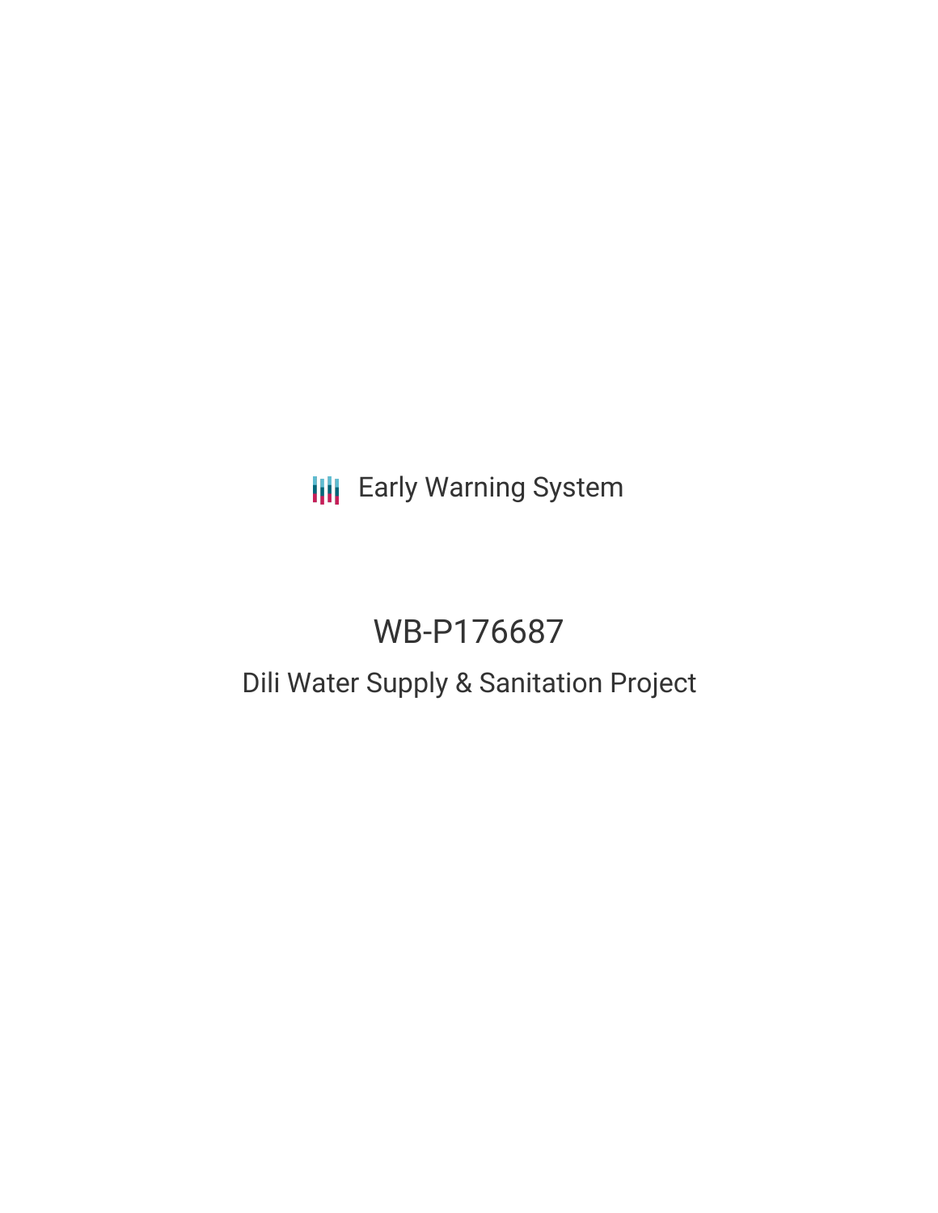Early Warning System

# WB-P176687

## Dili Water Supply & Sanitation Project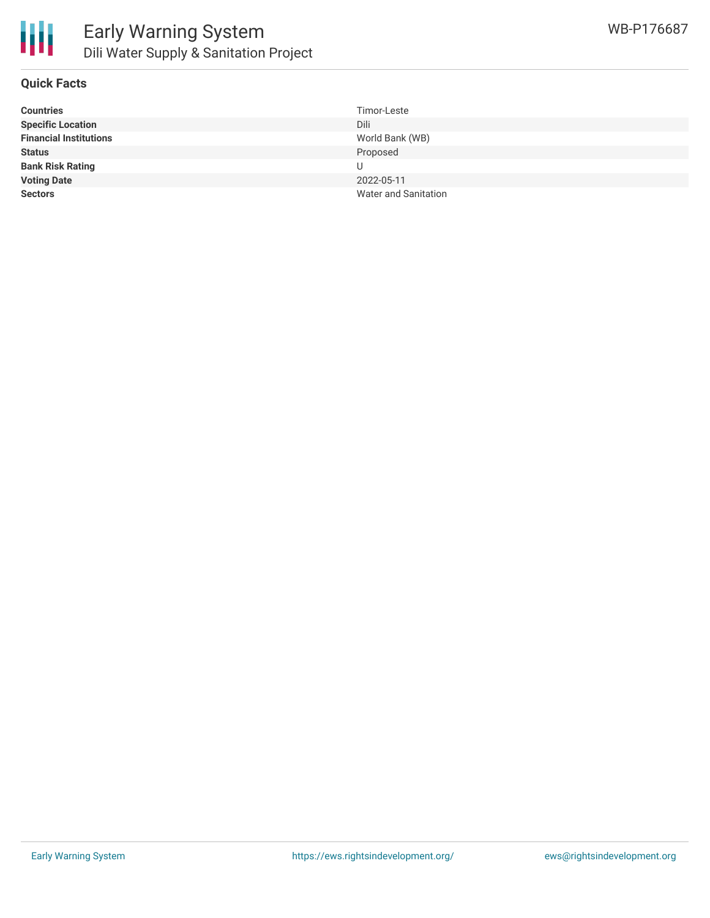## Quick Facts

| | |
|---|---|
| **Countries** | Timor-Leste |
| **Specific Location** | Dili |
| **Financial Institutions** | World Bank (WB) |
| **Status** | Proposed |
| **Bank Risk Rating** | U |
| **Voting Date** | 2022-05-11 |
| **Sectors** | Water and Sanitation |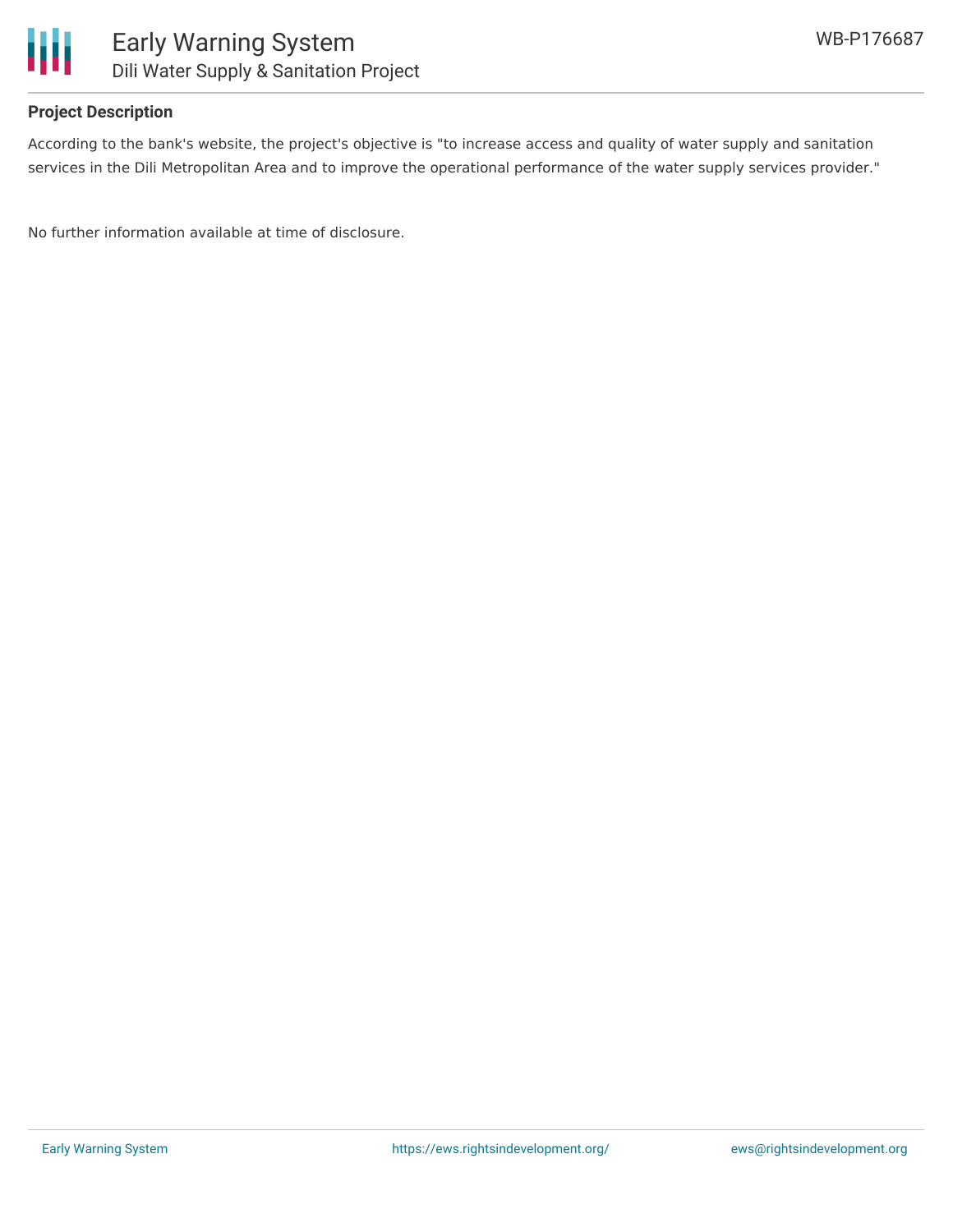## Project Description

According to the bank's website, the project's objective is "to increase access and quality of water supply and sanitation services in the Dili Metropolitan Area and to improve the operational performance of the water supply services provider."

No further information available at time of disclosure.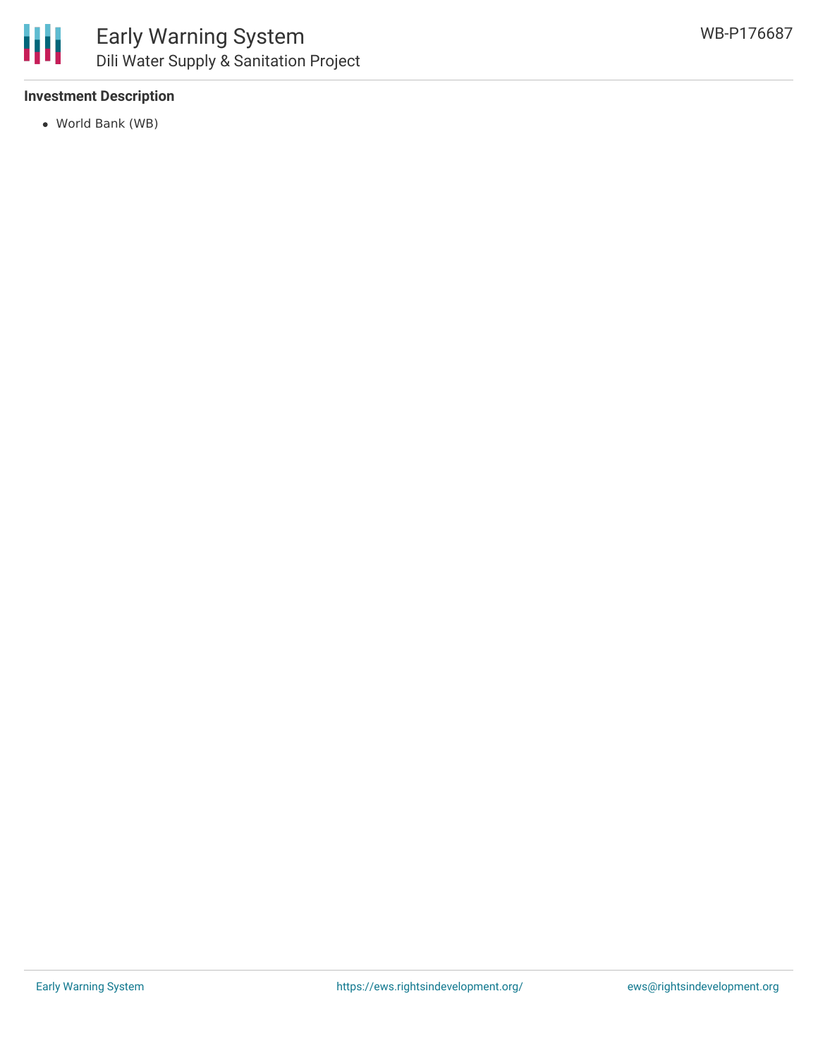**Investment Description**

- World Bank (WB)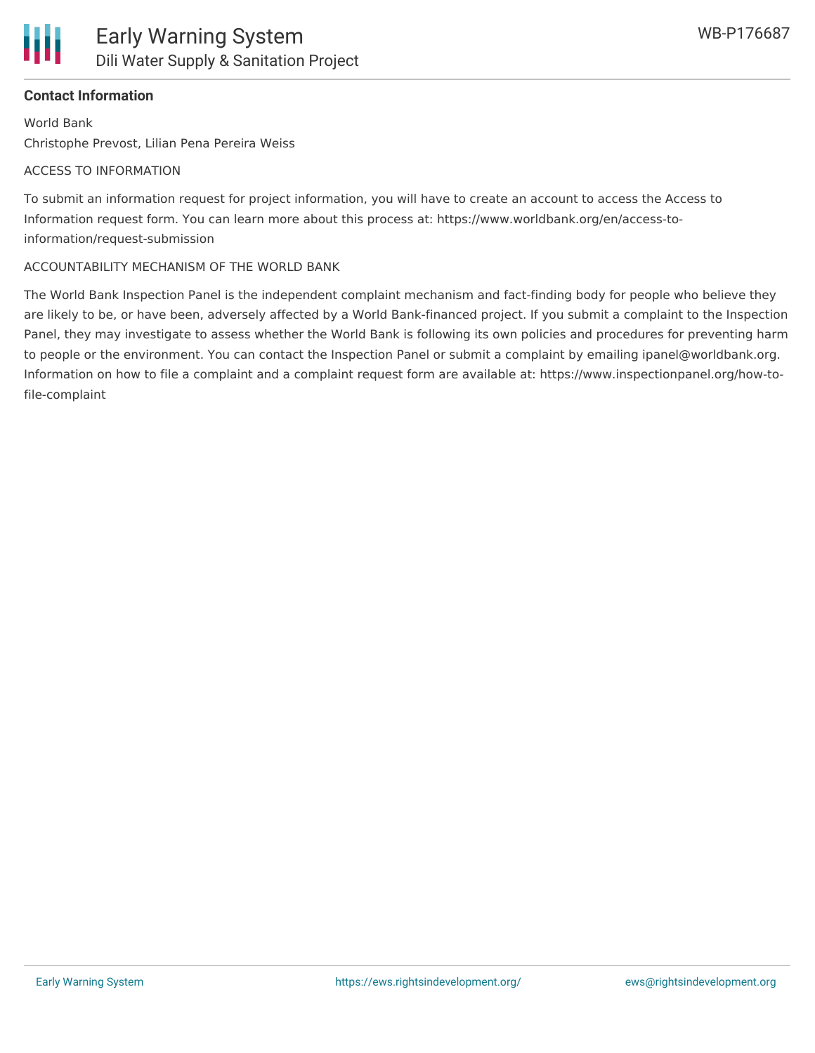**Contact Information**

World Bank

Christophe Prevost, Lilian Pena Pereira Weiss

ACCESS TO INFORMATION

To submit an information request for project information, you will have to create an account to access the Access to Information request form. You can learn more about this process at: https://www.worldbank.org/en/access-to-information/request-submission

ACCOUNTABILITY MECHANISM OF THE WORLD BANK

The World Bank Inspection Panel is the independent complaint mechanism and fact-finding body for people who believe they are likely to be, or have been, adversely affected by a World Bank-financed project. If you submit a complaint to the Inspection Panel, they may investigate to assess whether the World Bank is following its own policies and procedures for preventing harm to people or the environment. You can contact the Inspection Panel or submit a complaint by emailing ipanel@worldbank.org. Information on how to file a complaint and a complaint request form are available at: https://www.inspectionpanel.org/how-to-file-complaint